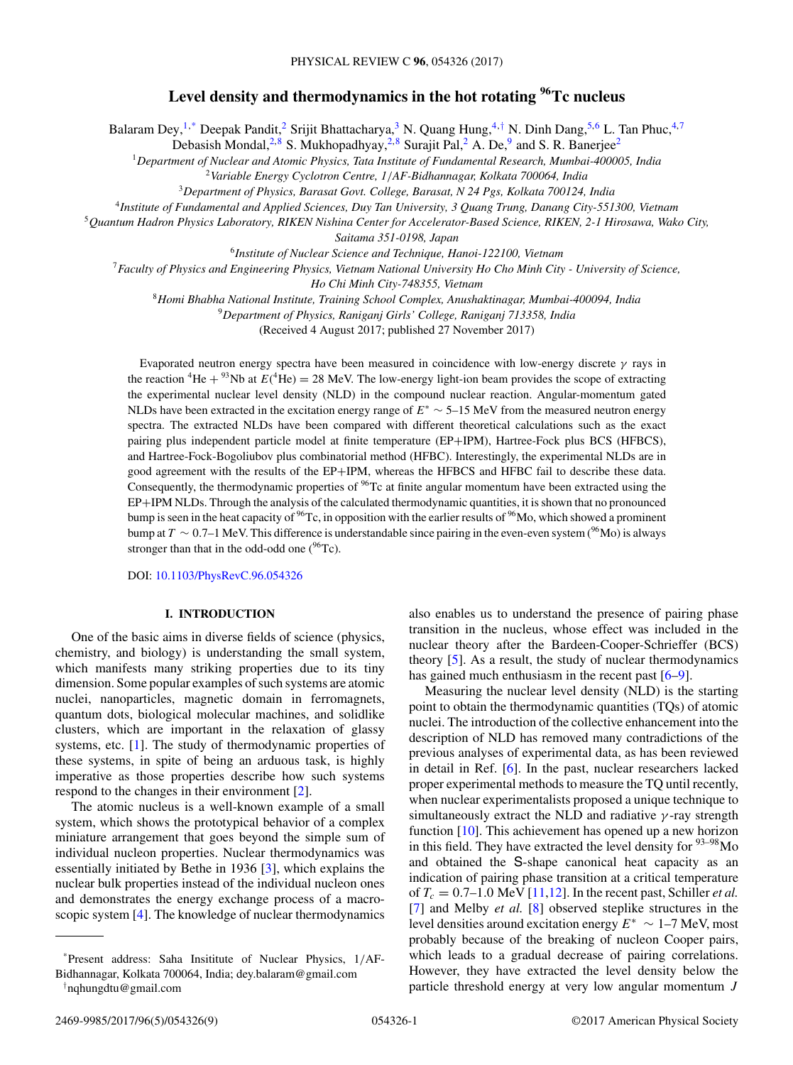# Level density and thermodynamics in the hot rotating $^{96}$Tc nucleus

Balaram Dey,[1,*] Deepak Pandit,[2] Srijit Bhattacharya,[3] N. Quang Hung,[4,†] N. Dinh Dang,[5,6] L. Tan Phuc,[4,7] Debasish Mondal,[2,8] S. Mukhopadhyay,[2,8] Surajit Pal,[2] A. De,[9] and S. R. Banerjee[2]

[1]Department of Nuclear and Atomic Physics, Tata Institute of Fundamental Research, Mumbai-400005, India
[2]Variable Energy Cyclotron Centre, 1/AF-Bidhannagar, Kolkata 700064, India
[3]Department of Physics, Barasat Govt. College, Barasat, N 24 Pgs, Kolkata 700124, India
[4]Institute of Fundamental and Applied Sciences, Duy Tan University, 3 Quang Trung, Danang City-551300, Vietnam
[5]Quantum Hadron Physics Laboratory, RIKEN Nishina Center for Accelerator-Based Science, RIKEN, 2-1 Hirosawa, Wako City, Saitama 351-0198, Japan
[6]Institute of Nuclear Science and Technique, Hanoi-122100, Vietnam
[7]Faculty of Physics and Engineering Physics, Vietnam National University Ho Cho Minh City - University of Science, Ho Chi Minh City-748355, Vietnam
[8]Homi Bhabha National Institute, Training School Complex, Anushaktinagar, Mumbai-400094, India
[9]Department of Physics, Raniganj Girls' College, Raniganj 713358, India

(Received 4 August 2017; published 27 November 2017)

Evaporated neutron energy spectra have been measured in coincidence with low-energy discrete $\gamma$ rays in the reaction $^4$He + $^{93}$Nb at $E(^4\text{He}) = 28$ MeV. The low-energy light-ion beam provides the scope of extracting the experimental nuclear level density (NLD) in the compound nuclear reaction. Angular-momentum gated NLDs have been extracted in the excitation energy range of $E^* \sim 5$–15 MeV from the measured neutron energy spectra. The extracted NLDs have been compared with different theoretical calculations such as the exact pairing plus independent particle model at finite temperature (EP+IPM), Hartree-Fock plus BCS (HFBCS), and Hartree-Fock-Bogoliubov plus combinatorial method (HFBC). Interestingly, the experimental NLDs are in good agreement with the results of the EP+IPM, whereas the HFBCS and HFBC fail to describe these data. Consequently, the thermodynamic properties of $^{96}$Tc at finite angular momentum have been extracted using the EP+IPM NLDs. Through the analysis of the calculated thermodynamic quantities, it is shown that no pronounced bump is seen in the heat capacity of $^{96}$Tc, in opposition with the earlier results of $^{96}$Mo, which showed a prominent bump at $T \sim 0.7$–1 MeV. This difference is understandable since pairing in the even-even system ($^{96}$Mo) is always stronger than that in the odd-odd one ($^{96}$Tc).

DOI: 10.1103/PhysRevC.96.054326

## I. INTRODUCTION

One of the basic aims in diverse fields of science (physics, chemistry, and biology) is understanding the small system, which manifests many striking properties due to its tiny dimension. Some popular examples of such systems are atomic nuclei, nanoparticles, magnetic domain in ferromagnets, quantum dots, biological molecular machines, and solidlike clusters, which are important in the relaxation of glassy systems, etc. [1]. The study of thermodynamic properties of these systems, in spite of being an arduous task, is highly imperative as those properties describe how such systems respond to the changes in their environment [2].

The atomic nucleus is a well-known example of a small system, which shows the prototypical behavior of a complex miniature arrangement that goes beyond the simple sum of individual nucleon properties. Nuclear thermodynamics was essentially initiated by Bethe in 1936 [3], which explains the nuclear bulk properties instead of the individual nucleon ones and demonstrates the energy exchange process of a macroscopic system [4]. The knowledge of nuclear thermodynamics also enables us to understand the presence of pairing phase transition in the nucleus, whose effect was included in the nuclear theory after the Bardeen-Cooper-Schrieffer (BCS) theory [5]. As a result, the study of nuclear thermodynamics has gained much enthusiasm in the recent past [6–9].

Measuring the nuclear level density (NLD) is the starting point to obtain the thermodynamic quantities (TQs) of atomic nuclei. The introduction of the collective enhancement into the description of NLD has removed many contradictions of the previous analyses of experimental data, as has been reviewed in detail in Ref. [6]. In the past, nuclear researchers lacked proper experimental methods to measure the TQ until recently, when nuclear experimentalists proposed a unique technique to simultaneously extract the NLD and radiative $\gamma$-ray strength function [10]. This achievement has opened up a new horizon in this field. They have extracted the level density for $^{93-98}$Mo and obtained the S-shape canonical heat capacity as an indication of pairing phase transition at a critical temperature of $T_c = 0.7$–$1.0$ MeV [11,12]. In the recent past, Schiller *et al.* [7] and Melby *et al.* [8] observed steplike structures in the level densities around excitation energy $E^* \sim 1$–7 MeV, most probably because of the breaking of nucleon Cooper pairs, which leads to a gradual decrease of pairing correlations. However, they have extracted the level density below the particle threshold energy at very low angular momentum $J$

*Present address: Saha Insititute of Nuclear Physics, 1/AF-Bidhannagar, Kolkata 700064, India; dey.balaram@gmail.com

†nqhungdtu@gmail.com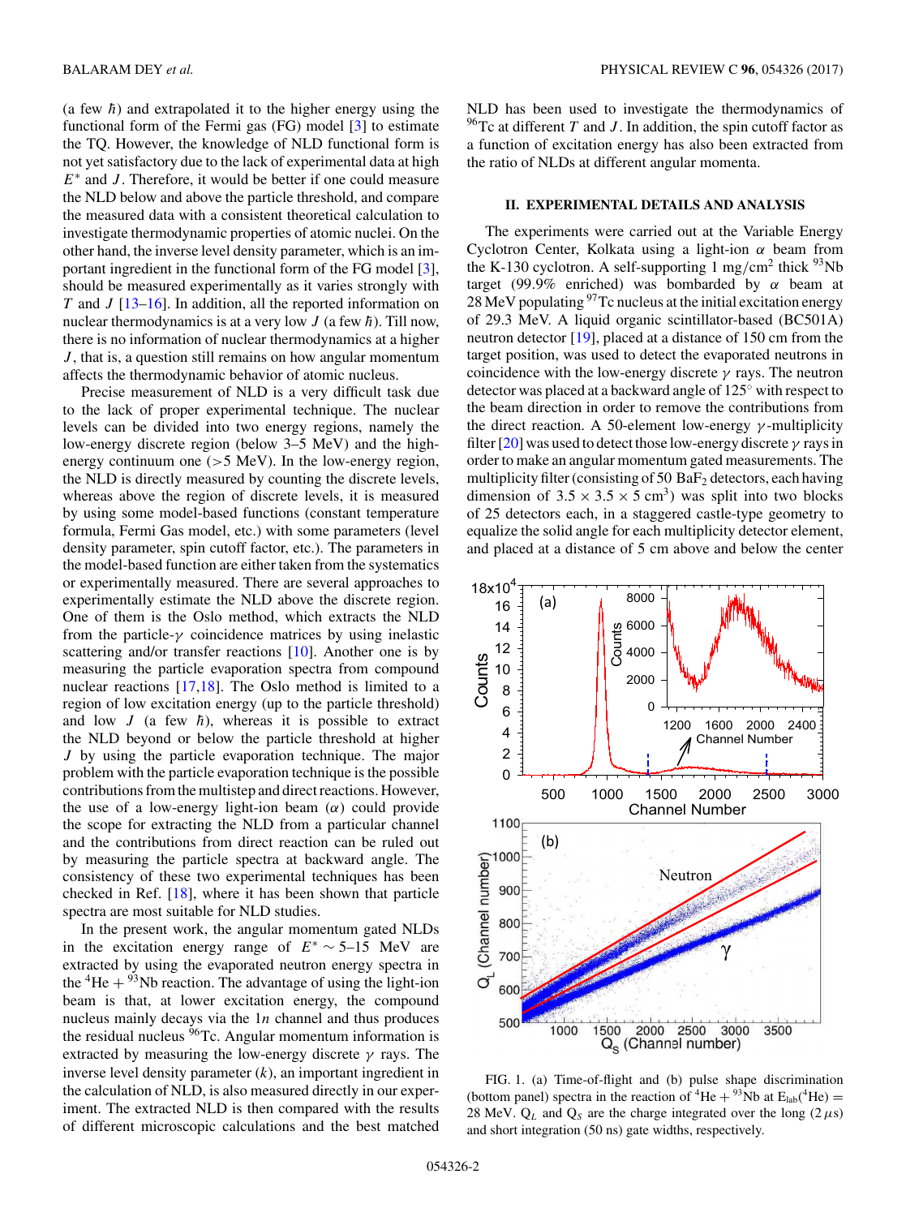(a few $\hbar$) and extrapolated it to the higher energy using the functional form of the Fermi gas (FG) model [3] to estimate the TQ. However, the knowledge of NLD functional form is not yet satisfactory due to the lack of experimental data at high $E^*$ and $J$. Therefore, it would be better if one could measure the NLD below and above the particle threshold, and compare the measured data with a consistent theoretical calculation to investigate thermodynamic properties of atomic nuclei. On the other hand, the inverse level density parameter, which is an important ingredient in the functional form of the FG model [3], should be measured experimentally as it varies strongly with $T$ and $J$ [13–16]. In addition, all the reported information on nuclear thermodynamics is at a very low $J$ (a few $\hbar$). Till now, there is no information of nuclear thermodynamics at a higher $J$, that is, a question still remains on how angular momentum affects the thermodynamic behavior of atomic nucleus.

Precise measurement of NLD is a very difficult task due to the lack of proper experimental technique. The nuclear levels can be divided into two energy regions, namely the low-energy discrete region (below 3–5 MeV) and the high-energy continuum one (>5 MeV). In the low-energy region, the NLD is directly measured by counting the discrete levels, whereas above the region of discrete levels, it is measured by using some model-based functions (constant temperature formula, Fermi Gas model, etc.) with some parameters (level density parameter, spin cutoff factor, etc.). The parameters in the model-based function are either taken from the systematics or experimentally measured. There are several approaches to experimentally estimate the NLD above the discrete region. One of them is the Oslo method, which extracts the NLD from the particle-$\gamma$ coincidence matrices by using inelastic scattering and/or transfer reactions [10]. Another one is by measuring the particle evaporation spectra from compound nuclear reactions [17,18]. The Oslo method is limited to a region of low excitation energy (up to the particle threshold) and low $J$ (a few $\hbar$), whereas it is possible to extract the NLD beyond or below the particle threshold at higher $J$ by using the particle evaporation technique. The major problem with the particle evaporation technique is the possible contributions from the multistep and direct reactions. However, the use of a low-energy light-ion beam ($\alpha$) could provide the scope for extracting the NLD from a particular channel and the contributions from direct reaction can be ruled out by measuring the particle spectra at backward angle. The consistency of these two experimental techniques has been checked in Ref. [18], where it has been shown that particle spectra are most suitable for NLD studies.

In the present work, the angular momentum gated NLDs in the excitation energy range of $E^* \sim 5$–15 MeV are extracted by using the evaporated neutron energy spectra in the $^4$He + $^{93}$Nb reaction. The advantage of using the light-ion beam is that, at lower excitation energy, the compound nucleus mainly decays via the 1$n$ channel and thus produces the residual nucleus $^{96}$Tc. Angular momentum information is extracted by measuring the low-energy discrete $\gamma$ rays. The inverse level density parameter ($k$), an important ingredient in the calculation of NLD, is also measured directly in our experiment. The extracted NLD is then compared with the results of different microscopic calculations and the best matched NLD has been used to investigate the thermodynamics of $^{96}$Tc at different $T$ and $J$. In addition, the spin cutoff factor as a function of excitation energy has also been extracted from the ratio of NLDs at different angular momenta.

## II. EXPERIMENTAL DETAILS AND ANALYSIS

The experiments were carried out at the Variable Energy Cyclotron Center, Kolkata using a light-ion $\alpha$ beam from the K-130 cyclotron. A self-supporting 1 mg/cm$^2$ thick $^{93}$Nb target (99.9% enriched) was bombarded by $\alpha$ beam at 28 MeV populating $^{97}$Tc nucleus at the initial excitation energy of 29.3 MeV. A liquid organic scintillator-based (BC501A) neutron detector [19], placed at a distance of 150 cm from the target position, was used to detect the evaporated neutrons in coincidence with the low-energy discrete $\gamma$ rays. The neutron detector was placed at a backward angle of 125° with respect to the beam direction in order to remove the contributions from the direct reaction. A 50-element low-energy $\gamma$-multiplicity filter [20] was used to detect those low-energy discrete $\gamma$ rays in order to make an angular momentum gated measurements. The multiplicity filter (consisting of 50 $BaF_2$ detectors, each having dimension of $3.5 \times 3.5 \times 5$ cm$^3$) was split into two blocks of 25 detectors each, in a staggered castle-type geometry to equalize the solid angle for each multiplicity detector element, and placed at a distance of 5 cm above and below the center

(a)
18x10^4
16
14
12
10
8
6
4
2
0
Counts
500 1000 1500 2000 2500 3000
Channel Number
8000
6000
4000
2000
0
Counts
1200 1600 2000 2400
Channel Number

(b)
1100
1000
900
800
700
600
500
Q_L (Channel number)
1000 1500 2000 2500 3000 3500
Q_S (Channel number)
Neutron
γ

FIG. 1. (a) Time-of-flight and (b) pulse shape discrimination (bottom panel) spectra in the reaction of $^4$He + $^{93}$Nb at $E_{lab}(^4\text{He})$ = 28 MeV. $Q_L$ and $Q_S$ are the charge integrated over the long (2 $\mu$s) and short integration (50 ns) gate widths, respectively.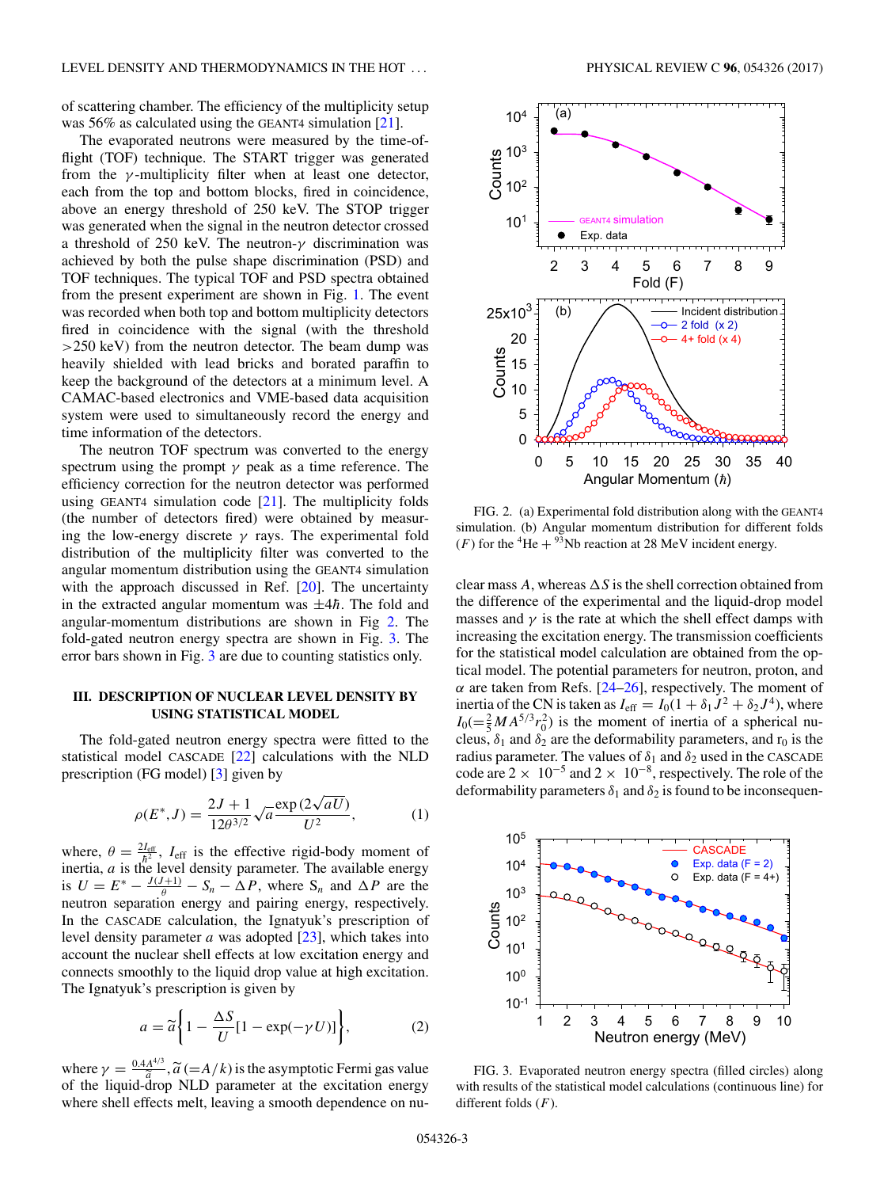of scattering chamber. The efficiency of the multiplicity setup was 56% as calculated using the GEANT4 simulation [21].

The evaporated neutrons were measured by the time-of-flight (TOF) technique. The START trigger was generated from the $\gamma$-multiplicity filter when at least one detector, each from the top and bottom blocks, fired in coincidence, above an energy threshold of 250 keV. The STOP trigger was generated when the signal in the neutron detector crossed a threshold of 250 keV. The neutron-$\gamma$ discrimination was achieved by both the pulse shape discrimination (PSD) and TOF techniques. The typical TOF and PSD spectra obtained from the present experiment are shown in Fig. 1. The event was recorded when both top and bottom multiplicity detectors fired in coincidence with the signal (with the threshold >250 keV) from the neutron detector. The beam dump was heavily shielded with lead bricks and borated paraffin to keep the background of the detectors at a minimum level. A CAMAC-based electronics and VME-based data acquisition system were used to simultaneously record the energy and time information of the detectors.

The neutron TOF spectrum was converted to the energy spectrum using the prompt $\gamma$ peak as a time reference. The efficiency correction for the neutron detector was performed using GEANT4 simulation code [21]. The multiplicity folds (the number of detectors fired) were obtained by measuring the low-energy discrete $\gamma$ rays. The experimental fold distribution of the multiplicity filter was converted to the angular momentum distribution using the GEANT4 simulation with the approach discussed in Ref. [20]. The uncertainty in the extracted angular momentum was $\pm 4\hbar$. The fold and angular-momentum distributions are shown in Fig 2. The fold-gated neutron energy spectra are shown in Fig. 3. The error bars shown in Fig. 3 are due to counting statistics only.

## III. DESCRIPTION OF NUCLEAR LEVEL DENSITY BY USING STATISTICAL MODEL

The fold-gated neutron energy spectra were fitted to the statistical model CASCADE [22] calculations with the NLD prescription (FG model) [3] given by

$$\rho(E^*,J) = \frac{2J+1}{12\theta^{3/2}}\sqrt{a}\frac{\exp(2\sqrt{aU})}{U^2}, \tag{1}$$

where, $\theta = \frac{2I_{\text{eff}}}{\hbar^2}$, $I_{\text{eff}}$ is the effective rigid-body moment of inertia, $a$ is the level density parameter. The available energy is $U = E^* - \frac{J(J+1)}{\theta} - S_n - \Delta P$, where $S_n$ and $\Delta P$ are the neutron separation energy and pairing energy, respectively. In the CASCADE calculation, the Ignatyuk's prescription of level density parameter $a$ was adopted [23], which takes into account the nuclear shell effects at low excitation energy and connects smoothly to the liquid drop value at high excitation. The Ignatyuk's prescription is given by

$$a = \widetilde{a}\left\{1 - \frac{\Delta S}{U}[1 - \exp(-\gamma U)]\right\}, \tag{2}$$

where $\gamma = \frac{0.4A^{4/3}}{\widetilde{a}}$, $\widetilde{a}\,(=A/k)$ is the asymptotic Fermi gas value of the liquid-drop NLD parameter at the excitation energy where shell effects melt, leaving a smooth dependence on nuclear mass $A$, whereas $\Delta S$ is the shell correction obtained from the difference of the experimental and the liquid-drop model masses and $\gamma$ is the rate at which the shell effect damps with increasing the excitation energy. The transmission coefficients for the statistical model calculation are obtained from the optical model. The potential parameters for neutron, proton, and $\alpha$ are taken from Refs. [24–26], respectively. The moment of inertia of the CN is taken as $I_{\text{eff}} = I_0(1 + \delta_1 J^2 + \delta_2 J^4)$, where $I_0 (= \frac{2}{5}MA^{5/3}r_0^2)$ is the moment of inertia of a spherical nucleus, $\delta_1$ and $\delta_2$ are the deformability parameters, and $r_0$ is the radius parameter. The values of $\delta_1$ and $\delta_2$ used in the CASCADE code are $2\times 10^{-5}$ and $2\times 10^{-8}$, respectively. The role of the deformability parameters $\delta_1$ and $\delta_2$ is found to be inconsequen-

(a)
Counts
Fold (F)
GEANT4 simulation
Exp. data

(b)
Counts
Angular Momentum (ħ)
Incident distribution
2 fold (x 2)
4+ fold (x 4)

FIG. 2. (a) Experimental fold distribution along with the GEANT4 simulation. (b) Angular momentum distribution for different folds ($F$) for the $^4$He + $^{93}$Nb reaction at 28 MeV incident energy.

Counts
Neutron energy (MeV)
CASCADE
Exp. data (F = 2)
Exp. data (F = 4+)

FIG. 3. Evaporated neutron energy spectra (filled circles) along with results of the statistical model calculations (continuous line) for different folds ($F$).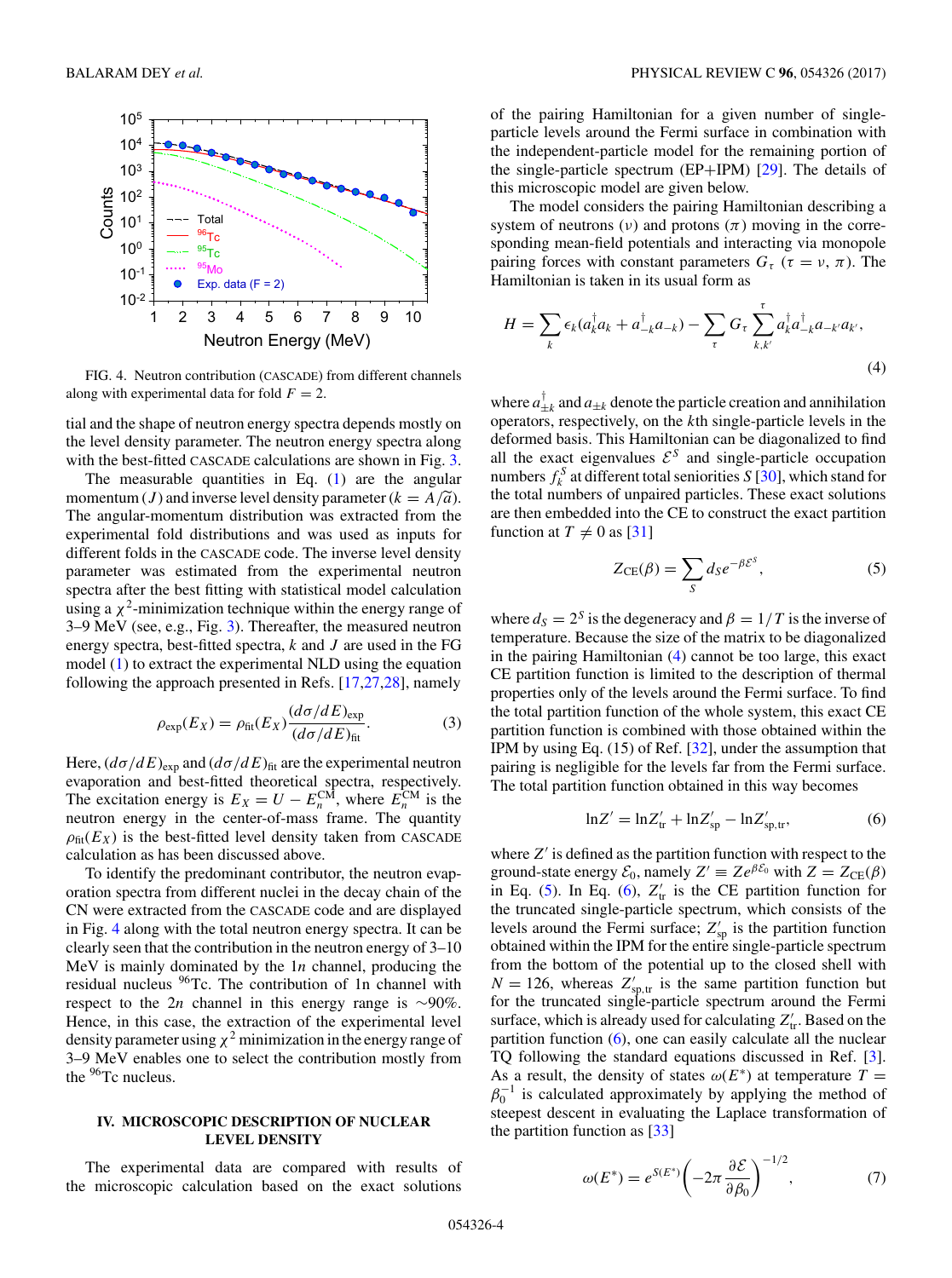10^5
10^4
10^3
10^2
10^1
10^0
10^-1
10^-2
Counts
1 2 3 4 5 6 7 8 9 10
Neutron Energy (MeV)
Total
96Tc
95Tc
95Mo
Exp. data (F = 2)

FIG. 4. Neutron contribution (CASCADE) from different channels along with experimental data for fold $F = 2$.

tial and the shape of neutron energy spectra depends mostly on the level density parameter. The neutron energy spectra along with the best-fitted CASCADE calculations are shown in Fig. 3.

The measurable quantities in Eq. (1) are the angular momentum ($J$) and inverse level density parameter ($k = A/\tilde{a}$). The angular-momentum distribution was extracted from the experimental fold distributions and was used as inputs for different folds in the CASCADE code. The inverse level density parameter was estimated from the experimental neutron spectra after the best fitting with statistical model calculation using a $\chi^2$-minimization technique within the energy range of 3–9 MeV (see, e.g., Fig. 3). Thereafter, the measured neutron energy spectra, best-fitted spectra, $k$ and $J$ are used in the FG model (1) to extract the experimental NLD using the equation following the approach presented in Refs. [17,27,28], namely

$$\rho_{\rm exp}(E_X) = \rho_{\rm fit}(E_X)\frac{(d\sigma/dE)_{\rm exp}}{(d\sigma/dE)_{\rm fit}}. \tag{3}$$

Here, $(d\sigma/dE)_{\rm exp}$ and $(d\sigma/dE)_{\rm fit}$ are the experimental neutron evaporation and best-fitted theoretical spectra, respectively. The excitation energy is $E_X = U - E_n^{\rm CM}$, where $E_n^{\rm CM}$ is the neutron energy in the center-of-mass frame. The quantity $\rho_{\rm fit}(E_X)$ is the best-fitted level density taken from CASCADE calculation as has been discussed above.

To identify the predominant contributor, the neutron evaporation spectra from different nuclei in the decay chain of the CN were extracted from the CASCADE code and are displayed in Fig. 4 along with the total neutron energy spectra. It can be clearly seen that the contribution in the neutron energy of 3–10 MeV is mainly dominated by the 1$n$ channel, producing the residual nucleus $^{96}$Tc. The contribution of 1n channel with respect to the 2$n$ channel in this energy range is ∼90%. Hence, in this case, the extraction of the experimental level density parameter using $\chi^2$ minimization in the energy range of 3–9 MeV enables one to select the contribution mostly from the $^{96}$Tc nucleus.

## IV. MICROSCOPIC DESCRIPTION OF NUCLEAR LEVEL DENSITY

The experimental data are compared with results of the microscopic calculation based on the exact solutions of the pairing Hamiltonian for a given number of single-particle levels around the Fermi surface in combination with the independent-particle model for the remaining portion of the single-particle spectrum (EP+IPM) [29]. The details of this microscopic model are given below.

The model considers the pairing Hamiltonian describing a system of neutrons ($\nu$) and protons ($\pi$) moving in the corresponding mean-field potentials and interacting via monopole pairing forces with constant parameters $G_\tau$ ($\tau = \nu, \pi$). The Hamiltonian is taken in its usual form as

$$H = \sum_k \epsilon_k(a_k^\dagger a_k + a_{-k}^\dagger a_{-k}) - \sum_\tau G_\tau \sum_{k,k'}^{\tau} a_k^\dagger a_{-k}^\dagger a_{-k'} a_{k'}, \tag{4}$$

where $a_{\pm k}^\dagger$ and $a_{\pm k}$ denote the particle creation and annihilation operators, respectively, on the $k$th single-particle levels in the deformed basis. This Hamiltonian can be diagonalized to find all the exact eigenvalues $\mathcal{E}^S$ and single-particle occupation numbers $f_k^S$ at different total seniorities $S$ [30], which stand for the total numbers of unpaired particles. These exact solutions are then embedded into the CE to construct the exact partition function at $T \neq 0$ as [31]

$$Z_{\rm CE}(\beta) = \sum_S d_S e^{-\beta\mathcal{E}^S}, \tag{5}$$

where $d_S = 2^S$ is the degeneracy and $\beta = 1/T$ is the inverse of temperature. Because the size of the matrix to be diagonalized in the pairing Hamiltonian (4) cannot be too large, this exact CE partition function is limited to the description of thermal properties only of the levels around the Fermi surface. To find the total partition function of the whole system, this exact CE partition function is combined with those obtained within the IPM by using Eq. (15) of Ref. [32], under the assumption that pairing is negligible for the levels far from the Fermi surface. The total partition function obtained in this way becomes

$$\ln Z' = \ln Z'_{\rm tr} + \ln Z'_{\rm sp} - \ln Z'_{\rm sp,tr}, \tag{6}$$

where $Z'$ is defined as the partition function with respect to the ground-state energy $\mathcal{E}_0$, namely $Z' \equiv Ze^{\beta\mathcal{E}_0}$ with $Z = Z_{\rm CE}(\beta)$ in Eq. (5). In Eq. (6), $Z'_{\rm tr}$ is the CE partition function for the truncated single-particle spectrum, which consists of the levels around the Fermi surface; $Z'_{\rm sp}$ is the partition function obtained within the IPM for the entire single-particle spectrum from the bottom of the potential up to the closed shell with $N = 126$, whereas $Z'_{\rm sp,tr}$ is the same partition function but for the truncated single-particle spectrum around the Fermi surface, which is already used for calculating $Z'_{\rm tr}$. Based on the partition function (6), one can easily calculate all the nuclear TQ following the standard equations discussed in Ref. [3]. As a result, the density of states $\omega(E^*)$ at temperature $T = \beta_0^{-1}$ is calculated approximately by applying the method of steepest descent in evaluating the Laplace transformation of the partition function as [33]

$$\omega(E^*) = e^{S(E^*)}\left(-2\pi\frac{\partial\mathcal{E}}{\partial\beta_0}\right)^{-1/2}, \tag{7}$$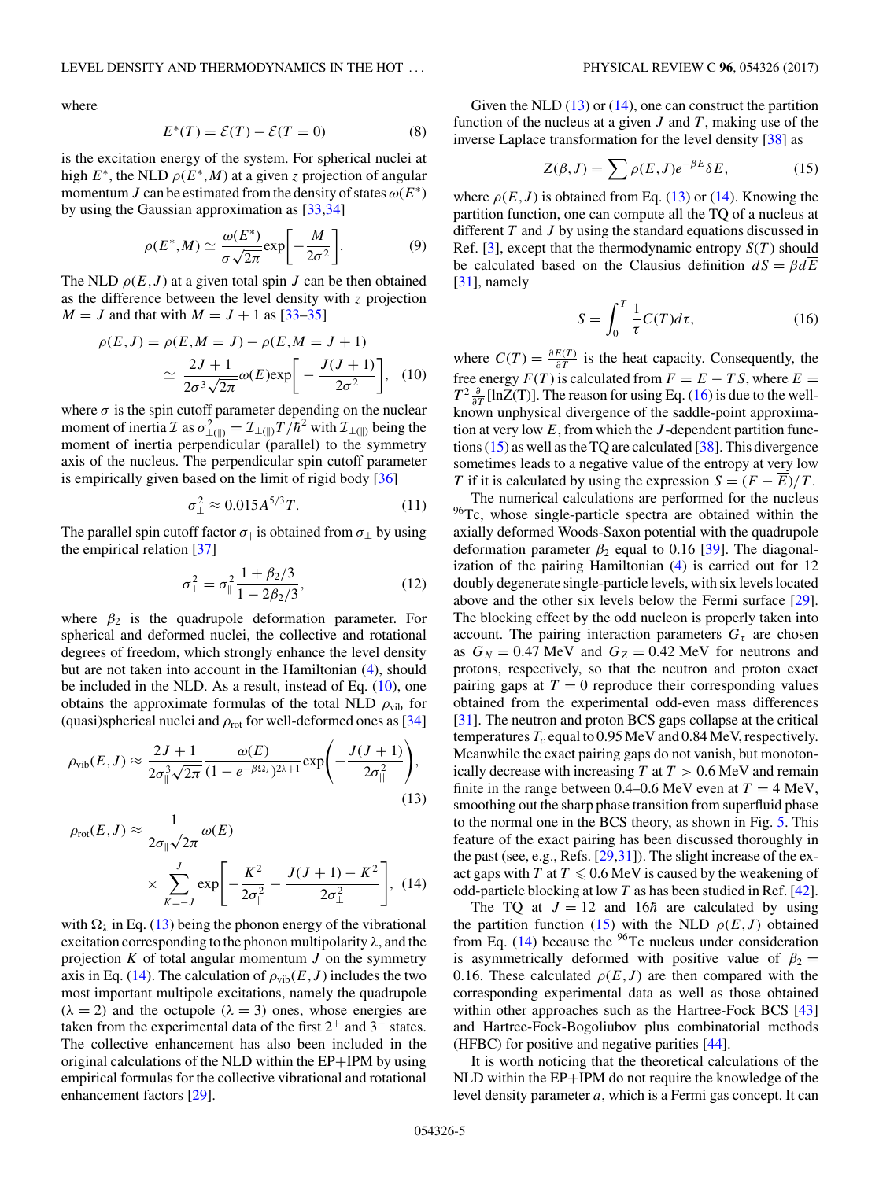where

$$E^*(T) = \mathcal{E}(T) - \mathcal{E}(T=0) \tag{8}$$

is the excitation energy of the system. For spherical nuclei at high $E^*$, the NLD $\rho(E^*,M)$ at a given $z$ projection of angular momentum $J$ can be estimated from the density of states $\omega(E^*)$ by using the Gaussian approximation as [33,34]

$$\rho(E^*,M) \simeq \frac{\omega(E^*)}{\sigma\sqrt{2\pi}}\exp\left[-\frac{M}{2\sigma^2}\right]. \tag{9}$$

The NLD $\rho(E,J)$ at a given total spin $J$ can be then obtained as the difference between the level density with $z$ projection $M = J$ and that with $M = J+1$ as [33–35]

$$\rho(E,J) = \rho(E,M=J) - \rho(E,M=J+1)$$
$$\simeq \frac{2J+1}{2\sigma^3\sqrt{2\pi}}\omega(E)\exp\left[-\frac{J(J+1)}{2\sigma^2}\right], \tag{10}$$

where $\sigma$ is the spin cutoff parameter depending on the nuclear moment of inertia $\mathcal{I}$ as $\sigma^2_{\perp(\parallel)} = \mathcal{I}_{\perp(\parallel)}T/\hbar^2$ with $\mathcal{I}_{\perp(\parallel)}$ being the moment of inertia perpendicular (parallel) to the symmetry axis of the nucleus. The perpendicular spin cutoff parameter is empirically given based on the limit of rigid body [36]

$$\sigma^2_\perp \approx 0.015A^{5/3}T. \tag{11}$$

The parallel spin cutoff factor $\sigma_\parallel$ is obtained from $\sigma_\perp$ by using the empirical relation [37]

$$\sigma^2_\perp = \sigma^2_\parallel\frac{1+\beta_2/3}{1-2\beta_2/3}, \tag{12}$$

where $\beta_2$ is the quadrupole deformation parameter. For spherical and deformed nuclei, the collective and rotational degrees of freedom, which strongly enhance the level density but are not taken into account in the Hamiltonian (4), should be included in the NLD. As a result, instead of Eq. (10), one obtains the approximate formulas of the total NLD $\rho_{\rm vib}$ for (quasi)spherical nuclei and $\rho_{\rm rot}$ for well-deformed ones as [34]

$$\rho_{\rm vib}(E,J) \approx \frac{2J+1}{2\sigma^3_\parallel\sqrt{2\pi}}\frac{\omega(E)}{(1-e^{-\beta\Omega_\lambda})^{2\lambda+1}}\exp\left(-\frac{J(J+1)}{2\sigma^2_\parallel}\right), \tag{13}$$

$$\rho_{\rm rot}(E,J) \approx \frac{1}{2\sigma_\parallel\sqrt{2\pi}}\omega(E) \times \sum_{K=-J}^{J}\exp\left[-\frac{K^2}{2\sigma^2_\parallel} - \frac{J(J+1)-K^2}{2\sigma^2_\perp}\right], \tag{14}$$

with $\Omega_\lambda$ in Eq. (13) being the phonon energy of the vibrational excitation corresponding to the phonon multipolarity $\lambda$, and the projection $K$ of total angular momentum $J$ on the symmetry axis in Eq. (14). The calculation of $\rho_{\rm vib}(E,J)$ includes the two most important multipole excitations, namely the quadrupole ($\lambda = 2$) and the octupole ($\lambda = 3$) ones, whose energies are taken from the experimental data of the first $2^+$ and $3^-$ states. The collective enhancement has also been included in the original calculations of the NLD within the EP+IPM by using empirical formulas for the collective vibrational and rotational enhancement factors [29].

Given the NLD (13) or (14), one can construct the partition function of the nucleus at a given $J$ and $T$, making use of the inverse Laplace transformation for the level density [38] as

$$Z(\beta,J) = \sum \rho(E,J)e^{-\beta E}\delta E, \tag{15}$$

where $\rho(E,J)$ is obtained from Eq. (13) or (14). Knowing the partition function, one can compute all the TQ of a nucleus at different $T$ and $J$ by using the standard equations discussed in Ref. [3], except that the thermodynamic entropy $S(T)$ should be calculated based on the Clausius definition $dS = \beta d\overline{E}$ [31], namely

$$S = \int_0^T \frac{1}{\tau}C(T)d\tau, \tag{16}$$

where $C(T) = \frac{\partial \overline{E}(T)}{\partial T}$ is the heat capacity. Consequently, the free energy $F(T)$ is calculated from $F = \overline{E} - TS$, where $\overline{E} = T^2\frac{\partial}{\partial T}[\ln Z(T)]$. The reason for using Eq. (16) is due to the well-known unphysical divergence of the saddle-point approximation at very low $E$, from which the $J$-dependent partition functions (15) as well as the TQ are calculated [38]. This divergence sometimes leads to a negative value of the entropy at very low $T$ if it is calculated by using the expression $S = (F - \overline{E})/T$.

The numerical calculations are performed for the nucleus $^{96}$Tc, whose single-particle spectra are obtained within the axially deformed Woods-Saxon potential with the quadrupole deformation parameter $\beta_2$ equal to 0.16 [39]. The diagonalization of the pairing Hamiltonian (4) is carried out for 12 doubly degenerate single-particle levels, with six levels located above and the other six levels below the Fermi surface [29]. The blocking effect by the odd nucleon is properly taken into account. The pairing interaction parameters $G_\tau$ are chosen as $G_N = 0.47$ MeV and $G_Z = 0.42$ MeV for neutrons and protons, respectively, so that the neutron and proton exact pairing gaps at $T = 0$ reproduce their corresponding values obtained from the experimental odd-even mass differences [31]. The neutron and proton BCS gaps collapse at the critical temperatures $T_c$ equal to 0.95 MeV and 0.84 MeV, respectively. Meanwhile the exact pairing gaps do not vanish, but monotonically decrease with increasing $T$ at $T > 0.6$ MeV and remain finite in the range between 0.4–0.6 MeV even at $T = 4$ MeV, smoothing out the sharp phase transition from superfluid phase to the normal one in the BCS theory, as shown in Fig. 5. This feature of the exact pairing has been discussed thoroughly in the past (see, e.g., Refs. [29,31]). The slight increase of the exact gaps with $T$ at $T \leqslant 0.6$ MeV is caused by the weakening of odd-particle blocking at low $T$ as has been studied in Ref. [42].

The TQ at $J = 12$ and $16\hbar$ are calculated by using the partition function (15) with the NLD $\rho(E,J)$ obtained from Eq. (14) because the $^{96}$Tc nucleus under consideration is asymmetrically deformed with positive value of $\beta_2 = 0.16$. These calculated $\rho(E,J)$ are then compared with the corresponding experimental data as well as those obtained within other approaches such as the Hartree-Fock BCS [43] and Hartree-Fock-Bogoliubov plus combinatorial methods (HFBC) for positive and negative parities [44].

It is worth noticing that the theoretical calculations of the NLD within the EP+IPM do not require the knowledge of the level density parameter $a$, which is a Fermi gas concept. It can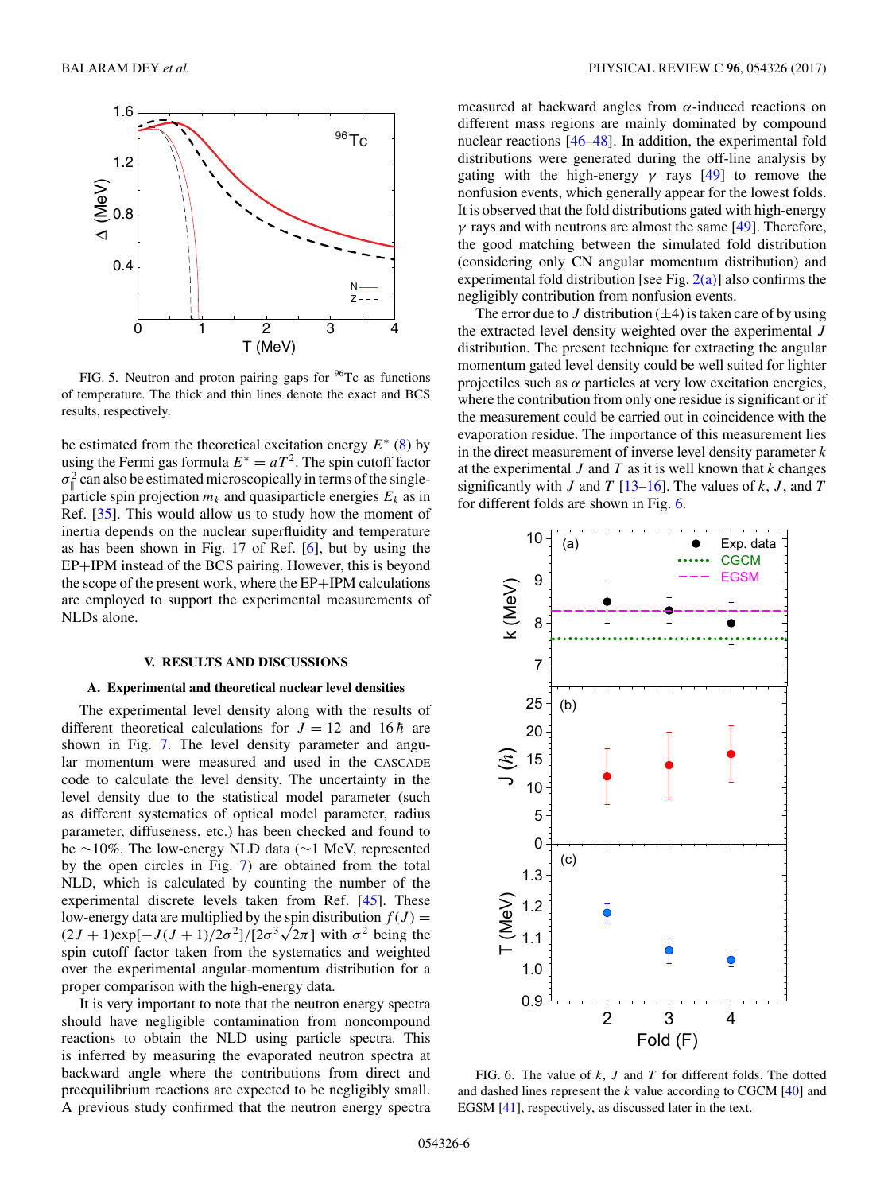1.6

1.2

0.8

0.4

Δ (MeV)

0

1

2

3

4

T (MeV)

$^{96}$Tc

N——

Z - - -

FIG. 5. Neutron and proton pairing gaps for $^{96}$Tc as functions of temperature. The thick and thin lines denote the exact and BCS results, respectively.

be estimated from the theoretical excitation energy $E^*$ (8) by using the Fermi gas formula $E^* = aT^2$. The spin cutoff factor $\sigma_{\parallel}^2$ can also be estimated microscopically in terms of the single-particle spin projection $m_k$ and quasiparticle energies $E_k$ as in Ref. [35]. This would allow us to study how the moment of inertia depends on the nuclear superfluidity and temperature as has been shown in Fig. 17 of Ref. [6], but by using the EP+IPM instead of the BCS pairing. However, this is beyond the scope of the present work, where the EP+IPM calculations are employed to support the experimental measurements of NLDs alone.

## V. RESULTS AND DISCUSSIONS

### A. Experimental and theoretical nuclear level densities

The experimental level density along with the results of different theoretical calculations for $J = 12$ and $16\,\hbar$ are shown in Fig. 7. The level density parameter and angular momentum were measured and used in the CASCADE code to calculate the level density. The uncertainty in the level density due to the statistical model parameter (such as different systematics of optical model parameter, radius parameter, diffuseness, etc.) has been checked and found to be ~10%. The low-energy NLD data (~1 MeV, represented by the open circles in Fig. 7) are obtained from the total NLD, which is calculated by counting the number of the experimental discrete levels taken from Ref. [45]. These low-energy data are multiplied by the spin distribution $f(J) = (2J+1)\exp[-J(J+1)/2\sigma^2]/[2\sigma^3\sqrt{2\pi}]$ with $\sigma^2$ being the spin cutoff factor taken from the systematics and weighted over the experimental angular-momentum distribution for a proper comparison with the high-energy data.

It is very important to note that the neutron energy spectra should have negligible contamination from noncompound reactions to obtain the NLD using particle spectra. This is inferred by measuring the evaporated neutron spectra at backward angle where the contributions from direct and preequilibrium reactions are expected to be negligibly small. A previous study confirmed that the neutron energy spectra measured at backward angles from $\alpha$-induced reactions on different mass regions are mainly dominated by compound nuclear reactions [46–48]. In addition, the experimental fold distributions were generated during the off-line analysis by gating with the high-energy $\gamma$ rays [49] to remove the nonfusion events, which generally appear for the lowest folds. It is observed that the fold distributions gated with high-energy $\gamma$ rays and with neutrons are almost the same [49]. Therefore, the good matching between the simulated fold distribution (considering only CN angular momentum distribution) and experimental fold distribution [see Fig. 2(a)] also confirms the negligibly contribution from nonfusion events.

The error due to $J$ distribution (±4) is taken care of by using the extracted level density weighted over the experimental $J$ distribution. The present technique for extracting the angular momentum gated level density could be well suited for lighter projectiles such as $\alpha$ particles at very low excitation energies, where the contribution from only one residue is significant or if the measurement could be carried out in coincidence with the evaporation residue. The importance of this measurement lies in the direct measurement of inverse level density parameter $k$ at the experimental $J$ and $T$ as it is well known that $k$ changes significantly with $J$ and $T$ [13–16]. The values of $k$, $J$, and $T$ for different folds are shown in Fig. 6.

(a)

Exp. data

CGCM

EGSM

k (MeV)

10

9

8

7

(b)

J (ħ)

25

20

15

10

5

0

(c)

T (MeV)

1.3

1.2

1.1

1.0

0.9

2

3

4

Fold (F)

FIG. 6. The value of $k$, $J$ and $T$ for different folds. The dotted and dashed lines represent the $k$ value according to CGCM [40] and EGSM [41], respectively, as discussed later in the text.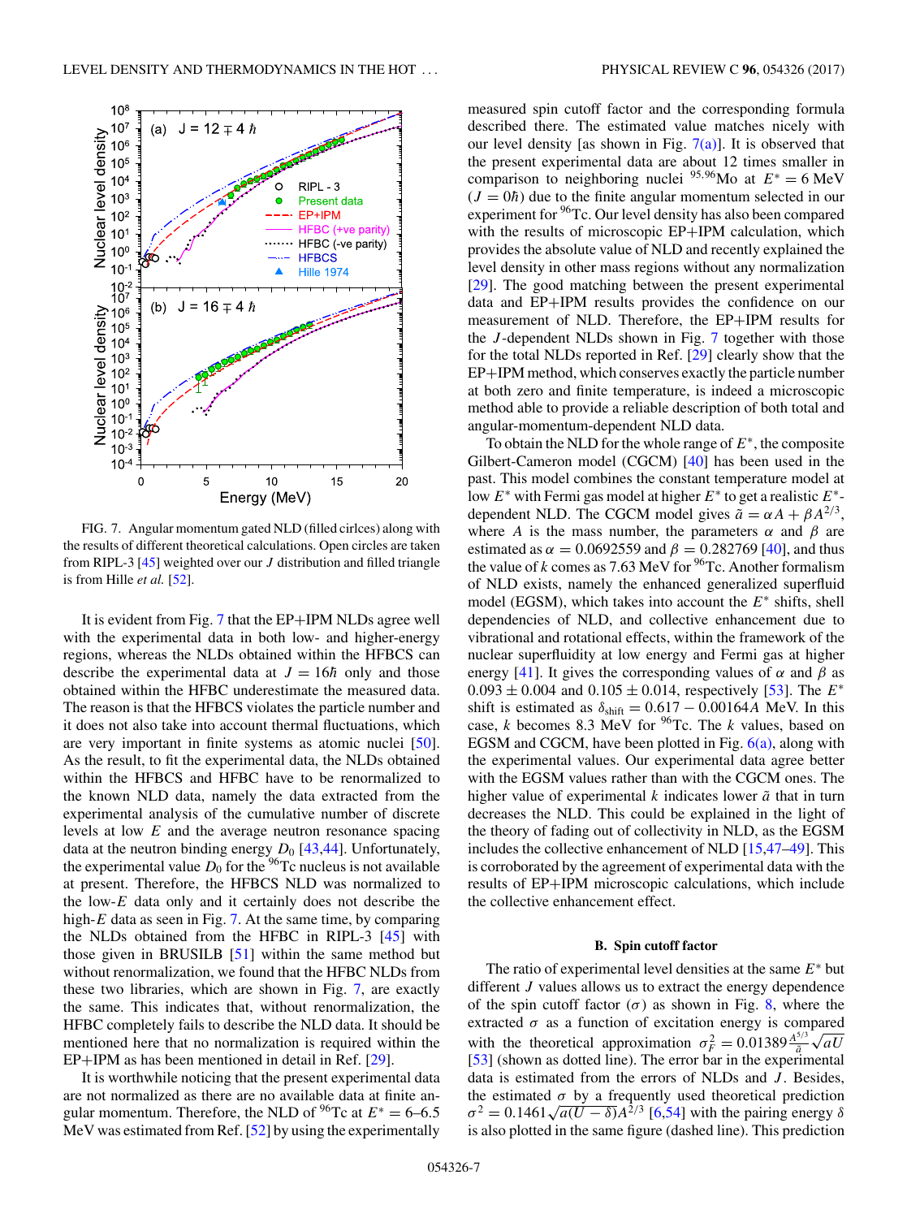(a) J = 12 ∓ 4 ℏ

(b) J = 16 ∓ 4 ℏ

Nuclear level density

Energy (MeV)

RIPL - 3
Present data
EP+IPM
HFBC (+ve parity)
HFBC (-ve parity)
HFBCS
Hille 1974

FIG. 7. Angular momentum gated NLD (filled cirlces) along with the results of different theoretical calculations. Open circles are taken from RIPL-3 [45] weighted over our $J$ distribution and filled triangle is from Hille *et al.* [52].

It is evident from Fig. 7 that the EP+IPM NLDs agree well with the experimental data in both low- and higher-energy regions, whereas the NLDs obtained within the HFBCS can describe the experimental data at $J = 16\hbar$ only and those obtained within the HFBC underestimate the measured data. The reason is that the HFBCS violates the particle number and it does not also take into account thermal fluctuations, which are very important in finite systems as atomic nuclei [50]. As the result, to fit the experimental data, the NLDs obtained within the HFBCS and HFBC have to be renormalized to the known NLD data, namely the data extracted from the experimental analysis of the cumulative number of discrete levels at low $E$ and the average neutron resonance spacing data at the neutron binding energy $D_0$ [43,44]. Unfortunately, the experimental value $D_0$ for the $^{96}$Tc nucleus is not available at present. Therefore, the HFBCS NLD was normalized to the low-$E$ data only and it certainly does not describe the high-$E$ data as seen in Fig. 7. At the same time, by comparing the NLDs obtained from the HFBC in RIPL-3 [45] with those given in BRUSILB [51] within the same method but without renormalization, we found that the HFBC NLDs from these two libraries, which are shown in Fig. 7, are exactly the same. This indicates that, without renormalization, the HFBC completely fails to describe the NLD data. It should be mentioned here that no normalization is required within the EP+IPM as has been mentioned in detail in Ref. [29].

It is worthwhile noticing that the present experimental data are not normalized as there are no available data at finite angular momentum. Therefore, the NLD of $^{96}$Tc at $E^* = 6$–6.5 MeV was estimated from Ref. [52] by using the experimentally measured spin cutoff factor and the corresponding formula described there. The estimated value matches nicely with our level density [as shown in Fig. 7(a)]. It is observed that the present experimental data are about 12 times smaller in comparison to neighboring nuclei $^{95,96}$Mo at $E^* = 6$ MeV ($J = 0\hbar$) due to the finite angular momentum selected in our experiment for $^{96}$Tc. Our level density has also been compared with the results of microscopic EP+IPM calculation, which provides the absolute value of NLD and recently explained the level density in other mass regions without any normalization [29]. The good matching between the present experimental data and EP+IPM results provides the confidence on our measurement of NLD. Therefore, the EP+IPM results for the $J$-dependent NLDs shown in Fig. 7 together with those for the total NLDs reported in Ref. [29] clearly show that the EP+IPM method, which conserves exactly the particle number at both zero and finite temperature, is indeed a microscopic method able to provide a reliable description of both total and angular-momentum-dependent NLD data.

To obtain the NLD for the whole range of $E^*$, the composite Gilbert-Cameron model (CGCM) [40] has been used in the past. This model combines the constant temperature model at low $E^*$ with Fermi gas model at higher $E^*$ to get a realistic $E^*$-dependent NLD. The CGCM model gives $\tilde{a} = \alpha A + \beta A^{2/3}$, where $A$ is the mass number, the parameters $\alpha$ and $\beta$ are estimated as $\alpha = 0.0692559$ and $\beta = 0.282769$ [40], and thus the value of $k$ comes as 7.63 MeV for $^{96}$Tc. Another formalism of NLD exists, namely the enhanced generalized superfluid model (EGSM), which takes into account the $E^*$ shifts, shell dependencies of NLD, and collective enhancement due to vibrational and rotational effects, within the framework of the nuclear superfluidity at low energy and Fermi gas at higher energy [41]. It gives the corresponding values of $\alpha$ and $\beta$ as $0.093 \pm 0.004$ and $0.105 \pm 0.014$, respectively [53]. The $E^*$ shift is estimated as $\delta_{\text{shift}} = 0.617 - 0.00164A$ MeV. In this case, $k$ becomes 8.3 MeV for $^{96}$Tc. The $k$ values, based on EGSM and CGCM, have been plotted in Fig. 6(a), along with the experimental values. Our experimental data agree better with the EGSM values rather than with the CGCM ones. The higher value of experimental $k$ indicates lower $\tilde{a}$ that in turn decreases the NLD. This could be explained in the light of the theory of fading out of collectivity in NLD, as the EGSM includes the collective enhancement of NLD [15,47–49]. This is corroborated by the agreement of experimental data with the results of EP+IPM microscopic calculations, which include the collective enhancement effect.

### B. Spin cutoff factor

The ratio of experimental level densities at the same $E^*$ but different $J$ values allows us to extract the energy dependence of the spin cutoff factor ($\sigma$) as shown in Fig. 8, where the extracted $\sigma$ as a function of excitation energy is compared with the theoretical approximation $\sigma_F^2 = 0.01389\frac{A^{5/3}}{\tilde{a}}\sqrt{aU}$ [53] (shown as dotted line). The error bar in the experimental data is estimated from the errors of NLDs and $J$. Besides, the extracted $\sigma$ by a frequently used theoretical prediction $\sigma^2 = 0.1461\sqrt{a(U-\delta)}A^{2/3}$ [6,54] with the pairing energy $\delta$ is also plotted in the same figure (dashed line). This prediction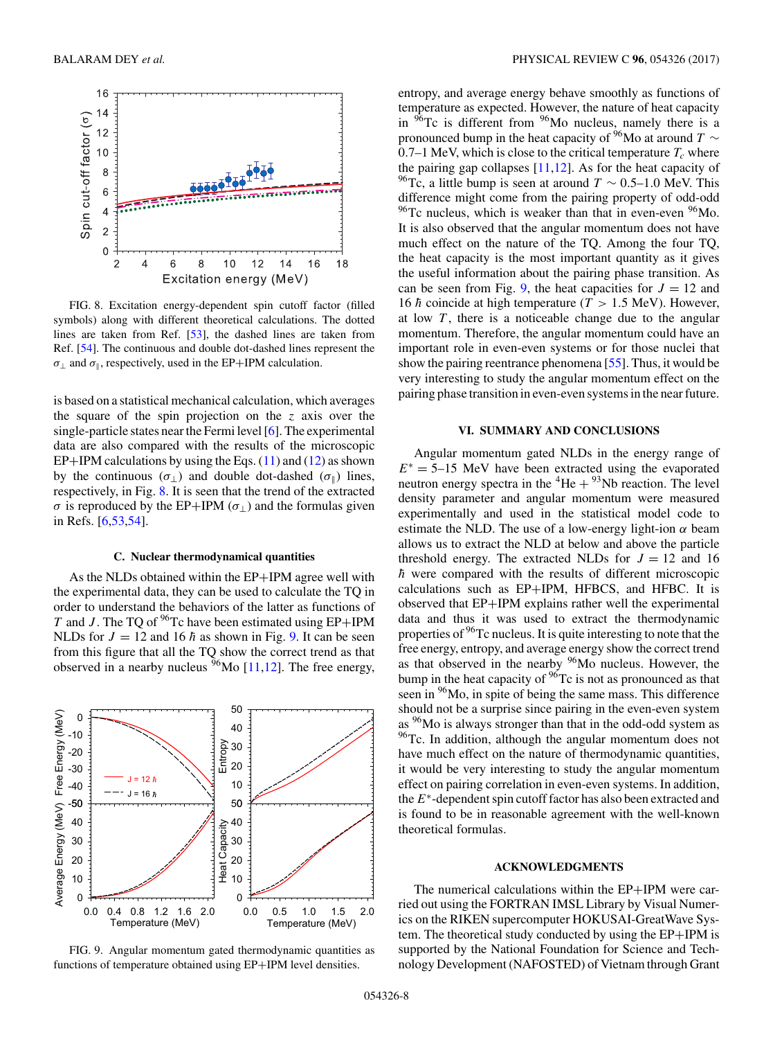Spin cut-off factor (σ)

16
14
12
10
8
6
4
2
0

2 4 6 8 10 12 14 16 18

Excitation energy (MeV)

FIG. 8. Excitation energy-dependent spin cutoff factor (filled symbols) along with different theoretical calculations. The dotted lines are taken from Ref. [53], the dashed lines are taken from Ref. [54]. The continuous and double dot-dashed lines represent the $\sigma_\perp$ and $\sigma_\parallel$, respectively, used in the EP+IPM calculation.

is based on a statistical mechanical calculation, which averages the square of the spin projection on the $z$ axis over the single-particle states near the Fermi level [6]. The experimental data are also compared with the results of the microscopic EP+IPM calculations by using the Eqs. (11) and (12) as shown by the continuous ($\sigma_\perp$) and double dot-dashed ($\sigma_\parallel$) lines, respectively, in Fig. 8. It is seen that the trend of the extracted $\sigma$ is reproduced by the EP+IPM ($\sigma_\perp$) and the formulas given in Refs. [6,53,54].

### C. Nuclear thermodynamical quantities

As the NLDs obtained within the EP+IPM agree well with the experimental data, they can be used to calculate the TQ in order to understand the behaviors of the latter as functions of $T$ and $J$. The TQ of $^{96}$Tc have been estimated using EP+IPM NLDs for $J = 12$ and 16 $\hbar$ as shown in Fig. 9. It can be seen from this figure that all the TQ show the correct trend as that observed in a nearby nucleus $^{96}$Mo [11,12]. The free energy, entropy, and average energy behave smoothly as functions of temperature as expected. However, the nature of heat capacity in $^{96}$Tc is different from $^{96}$Mo nucleus, namely there is a pronounced bump in the heat capacity of $^{96}$Mo at around $T \sim 0.7$–1 MeV, which is close to the critical temperature $T_c$ where the pairing gap collapses [11,12]. As for the heat capacity of $^{96}$Tc, a little bump is seen at around $T \sim 0.5$–1.0 MeV. This difference might come from the pairing property of odd-odd $^{96}$Tc nucleus, which is weaker than that in even-even $^{96}$Mo. It is also observed that the angular momentum does not have much effect on the nature of the TQ. Among the four TQ, the heat capacity is the most important quantity as it gives the useful information about the pairing phase transition. As can be seen from Fig. 9, the heat capacities for $J = 12$ and 16 $\hbar$ coincide at high temperature ($T > 1.5$ MeV). However, at low $T$, there is a noticeable change due to the angular momentum. Therefore, the angular momentum could have an important role in even-even systems or for those nuclei that show the pairing reentrance phenomena [55]. Thus, it would be very interesting to study the angular momentum effect on the pairing phase transition in even-even systems in the near future.

Free Energy (MeV)
0
-10
-20
-30
-40
-50
J = 12 ħ
J = 16 ħ

Entropy
50
40
30
20
10

Average Energy (MeV)
40
30
20
10
0

Heat Capacity
50
40
30
20
10
0

0.0 0.4 0.8 1.2 1.6 2.0
Temperature (MeV)

0.0 0.5 1.0 1.5 2.0
Temperature (MeV)

FIG. 9. Angular momentum gated thermodynamic quantities as functions of temperature obtained using EP+IPM level densities.

## VI. SUMMARY AND CONCLUSIONS

Angular momentum gated NLDs in the energy range of $E^* = 5$–15 MeV have been extracted using the evaporated neutron energy spectra in the $^{4}$He + $^{93}$Nb reaction. The level density parameter and angular momentum were measured experimentally and used in the statistical model code to estimate the NLD. The use of a low-energy light-ion $\alpha$ beam allows us to extract the NLD at below and above the particle threshold energy. The extracted NLDs for $J = 12$ and 16 $\hbar$ were compared with the results of different microscopic calculations such as EP+IPM, HFBCS, and HFBC. It is observed that EP+IPM explains rather well the experimental data and thus it was used to extract the thermodynamic properties of $^{96}$Tc nucleus. It is quite interesting to note that the free energy, entropy, and average energy show the correct trend as that observed in the nearby $^{96}$Mo nucleus. However, the bump in the heat capacity of $^{96}$Tc is not as pronounced as that seen in $^{96}$Mo, in spite of being the same mass. This difference should not be a surprise since pairing in the even-even system as $^{96}$Mo is always stronger than that in the odd-odd system as $^{96}$Tc. In addition, although the angular momentum does not have much effect on the nature of thermodynamic quantities, it would be very interesting to study the angular momentum effect on pairing correlation in even-even systems. In addition, the $E^*$-dependent spin cutoff factor has also been extracted and is found to be in reasonable agreement with the well-known theoretical formulas.

## ACKNOWLEDGMENTS

The numerical calculations within the EP+IPM were carried out using the FORTRAN IMSL Library by Visual Numerics on the RIKEN supercomputer HOKUSAI-GreatWave System. The theoretical study conducted by using the EP+IPM is supported by the National Foundation for Science and Technology Development (NAFOSTED) of Vietnam through Grant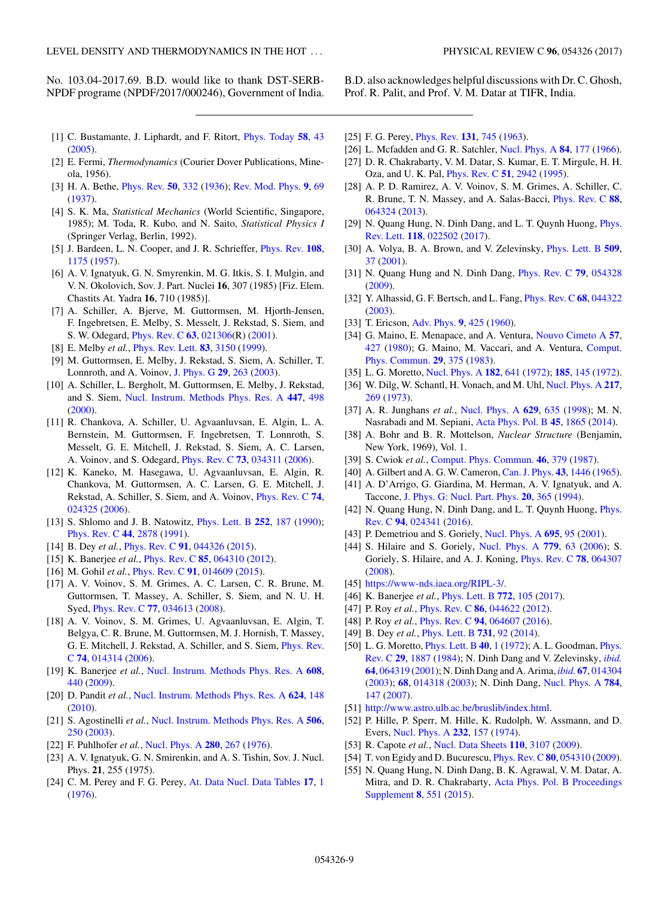No. 103.04-2017.69. B.D. would like to thank DST-SERB-NPDF programe (NPDF/2017/000246), Government of India. B.D. also acknowledges helpful discussions with Dr. C. Ghosh, Prof. R. Palit, and Prof. V. M. Datar at TIFR, India.

---

[1] C. Bustamante, J. Liphardt, and F. Ritort, Phys. Today **58**, 43 (2005).

[2] E. Fermi, *Thermodynamics* (Courier Dover Publications, Mineola, 1956).

[3] H. A. Bethe, Phys. Rev. **50**, 332 (1936); Rev. Mod. Phys. **9**, 69 (1937).

[4] S. K. Ma, *Statistical Mechanics* (World Scientific, Singapore, 1985); M. Toda, R. Kubo, and N. Saito, *Statistical Physics I* (Springer Verlag, Berlin, 1992).

[5] J. Bardeen, L. N. Cooper, and J. R. Schrieffer, Phys. Rev. **108**, 1175 (1957).

[6] A. V. Ignatyuk, G. N. Smyrenkin, M. G. Itkis, S. I. Mulgin, and V. N. Okolovich, Sov. J. Part. Nuclei **16**, 307 (1985) [Fiz. Elem. Chastits At. Yadra **16**, 710 (1985)].

[7] A. Schiller, A. Bjerve, M. Guttormsen, M. Hjorth-Jensen, F. Ingebretsen, E. Melby, S. Messelt, J. Rekstad, S. Siem, and S. W. Odegard, Phys. Rev. C **63**, 021306(R) (2001).

[8] E. Melby *et al.*, Phys. Rev. Lett. **83**, 3150 (1999).

[9] M. Guttormsen, E. Melby, J. Rekstad, S. Siem, A. Schiller, T. Lonnroth, and A. Voinov, J. Phys. G **29**, 263 (2003).

[10] A. Schiller, L. Bergholt, M. Guttormsen, E. Melby, J. Rekstad, and S. Siem, Nucl. Instrum. Methods Phys. Res. A **447**, 498 (2000).

[11] R. Chankova, A. Schiller, U. Agvaanluvsan, E. Algin, L. A. Bernstein, M. Guttormsen, F. Ingebretsen, T. Lonnroth, S. Messelt, G. E. Mitchell, J. Rekstad, S. Siem, A. C. Larsen, A. Voinov, and S. Odegard, Phys. Rev. C **73**, 034311 (2006).

[12] K. Kaneko, M. Hasegawa, U. Agvaanluvsan, E. Algin, R. Chankova, M. Guttormsen, A. C. Larsen, G. E. Mitchell, J. Rekstad, A. Schiller, S. Siem, and A. Voinov, Phys. Rev. C **74**, 024325 (2006).

[13] S. Shlomo and J. B. Natowitz, Phys. Lett. B **252**, 187 (1990); Phys. Rev. C **44**, 2878 (1991).

[14] B. Dey *et al.*, Phys. Rev. C **91**, 044326 (2015).

[15] K. Banerjee *et al.*, Phys. Rev. C **85**, 064310 (2012).

[16] M. Gohil *et al.*, Phys. Rev. C **91**, 014609 (2015).

[17] A. V. Voinov, S. M. Grimes, A. C. Larsen, C. R. Brune, M. Guttormsen, T. Massey, A. Schiller, S. Siem, and N. U. H. Syed, Phys. Rev. C **77**, 034613 (2008).

[18] A. V. Voinov, S. M. Grimes, U. Agvaanluvsan, E. Algin, T. Belgya, C. R. Brune, M. Guttormsen, M. J. Hornish, T. Massey, G. E. Mitchell, J. Rekstad, A. Schiller, and S. Siem, Phys. Rev. C **74**, 014314 (2006).

[19] K. Banerjee *et al.*, Nucl. Instrum. Methods Phys. Res. A **608**, 440 (2009).

[20] D. Pandit *et al.*, Nucl. Instrum. Methods Phys. Res. A **624**, 148 (2010).

[21] S. Agostinelli *et al.*, Nucl. Instrum. Methods Phys. Res. A **506**, 250 (2003).

[22] F. Puhlhofer *et al.*, Nucl. Phys. A **280**, 267 (1976).

[23] A. V. Ignatyuk, G. N. Smirenkin, and A. S. Tishin, Sov. J. Nucl. Phys. **21**, 255 (1975).

[24] C. M. Perey and F. G. Perey, At. Data Nucl. Data Tables **17**, 1 (1976).

[25] F. G. Perey, Phys. Rev. **131**, 745 (1963).

[26] L. Mcfadden and G. R. Satchler, Nucl. Phys. A **84**, 177 (1966).

[27] D. R. Chakrabarty, V. M. Datar, S. Kumar, E. T. Mirgule, H. H. Oza, and U. K. Pal, Phys. Rev. C **51**, 2942 (1995).

[28] A. P. D. Ramirez, A. V. Voinov, S. M. Grimes, A. Schiller, C. R. Brune, T. N. Massey, and A. Salas-Bacci, Phys. Rev. C **88**, 064324 (2013).

[29] N. Quang Hung, N. Dinh Dang, and L. T. Quynh Huong, Phys. Rev. Lett. **118**, 022502 (2017).

[30] A. Volya, B. A. Brown, and V. Zelevinsky, Phys. Lett. B **509**, 37 (2001).

[31] N. Quang Hung and N. Dinh Dang, Phys. Rev. C **79**, 054328 (2009).

[32] Y. Alhassid, G. F. Bertsch, and L. Fang, Phys. Rev. C **68**, 044322 (2003).

[33] T. Ericson, Adv. Phys. **9**, 425 (1960).

[34] G. Maino, E. Menapace, and A. Ventura, Nouvo Cimeto A **57**, 427 (1980); G. Maino, M. Vaccari, and A. Ventura, Comput. Phys. Commun. **29**, 375 (1983).

[35] L. G. Moretto, Nucl. Phys. A **182**, 641 (1972); **185**, 145 (1972).

[36] W. Dilg, W. Schantl, H. Vonach, and M. Uhl, Nucl. Phys. A **217**, 269 (1973).

[37] A. R. Junghans *et al.*, Nucl. Phys. A **629**, 635 (1998); M. N. Nasrabadi and M. Sepiani, Acta Phys. Pol. B **45**, 1865 (2014).

[38] A. Bohr and B. R. Mottelson, *Nuclear Structure* (Benjamin, New York, 1969), Vol. 1.

[39] S. Cwiok *et al.*, Comput. Phys. Commun. **46**, 379 (1987).

[40] A. Gilbert and A. G. W. Cameron, Can. J. Phys. **43**, 1446 (1965).

[41] A. D'Arrigo, G. Giardina, M. Herman, A. V. Ignatyuk, and A. Taccone, J. Phys. G: Nucl. Part. Phys. **20**, 365 (1994).

[42] N. Quang Hung, N. Dinh Dang, and L. T. Quynh Huong, Phys. Rev. C **94**, 024341 (2016).

[43] P. Demetriou and S. Goriely, Nucl. Phys. A **695**, 95 (2001).

[44] S. Hilaire and S. Goriely, Nucl. Phys. A **779**, 63 (2006); S. Goriely, S. Hilaire, and A. J. Koning, Phys. Rev. C **78**, 064307 (2008).

[45] https://www-nds.iaea.org/RIPL-3/.

[46] K. Banerjee *et al.*, Phys. Lett. B **772**, 105 (2017).

[47] P. Roy *et al.*, Phys. Rev. C **86**, 044622 (2012).

[48] P. Roy *et al.*, Phys. Rev. C **94**, 064607 (2016).

[49] B. Dey *et al.*, Phys. Lett. B **731**, 92 (2014).

[50] L. G. Moretto, Phys. Lett. B **40**, 1 (1972); A. L. Goodman, Phys. Rev. C **29**, 1887 (1984); N. Dinh Dang and V. Zelevinsky, *ibid.* **64**, 064319 (2001); N. Dinh Dang and A. Arima, *ibid.* **67**, 014304 (2003); **68**, 014318 (2003); N. Dinh Dang, Nucl. Phys. A **784**, 147 (2007).

[51] http://www.astro.ulb.ac.be/bruslib/index.html.

[52] P. Hille, P. Sperr, M. Hille, K. Rudolph, W. Assmann, and D. Evers, Nucl. Phys. A **232**, 157 (1974).

[53] R. Capote *et al.*, Nucl. Data Sheets **110**, 3107 (2009).

[54] T. von Egidy and D. Bucurescu, Phys. Rev. C **80**, 054310 (2009).

[55] N. Quang Hung, N. Dinh Dang, B. K. Agrawal, V. M. Datar, A. Mitra, and D. R. Chakrabarty, Acta Phys. Pol. B Proceedings Supplement **8**, 551 (2015).